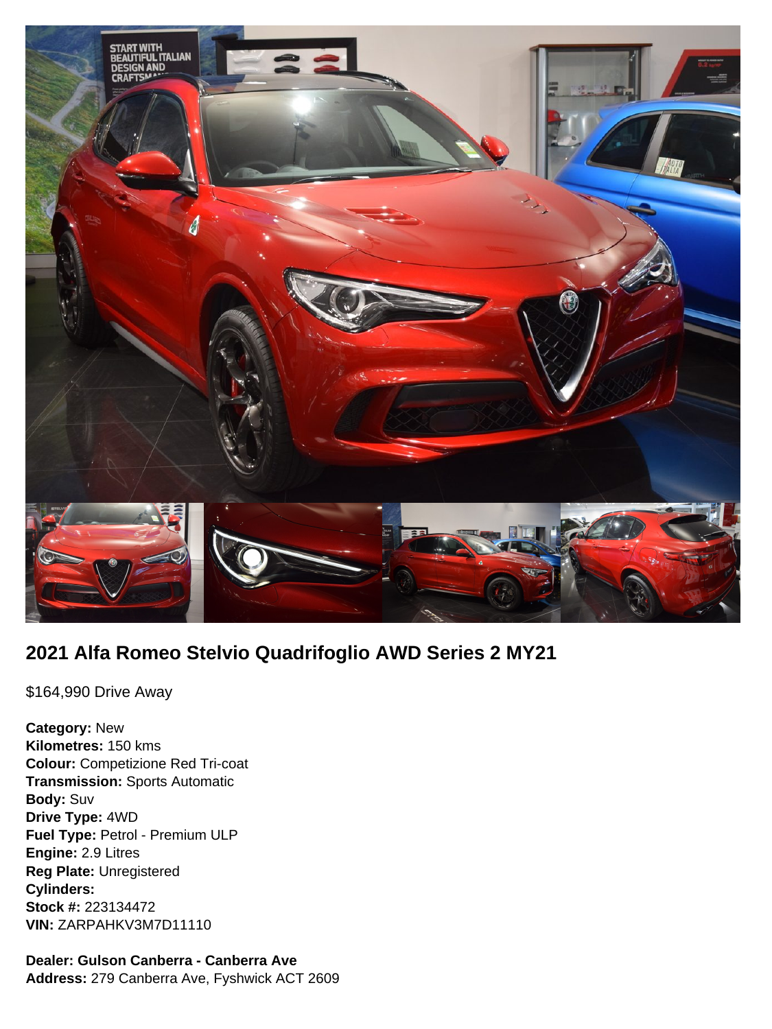## 2021 Alfa Romeo Stelvio Quadrifoglio AWD Series 2 MY21

$164,990 Drive Away

**Category:** New
**Kilometres:** 150 kms
**Colour:** Competizione Red Tri-coat
**Transmission:** Sports Automatic
**Body:** Suv
**Drive Type:** 4WD
**Fuel Type:** Petrol - Premium ULP
**Engine:** 2.9 Litres
**Reg Plate:** Unregistered
**Cylinders:**
**Stock #:** 223134472
**VIN:** ZARPAHKV3M7D11110

**Dealer: Gulson Canberra - Canberra Ave**
**Address:** 279 Canberra Ave, Fyshwick ACT 2609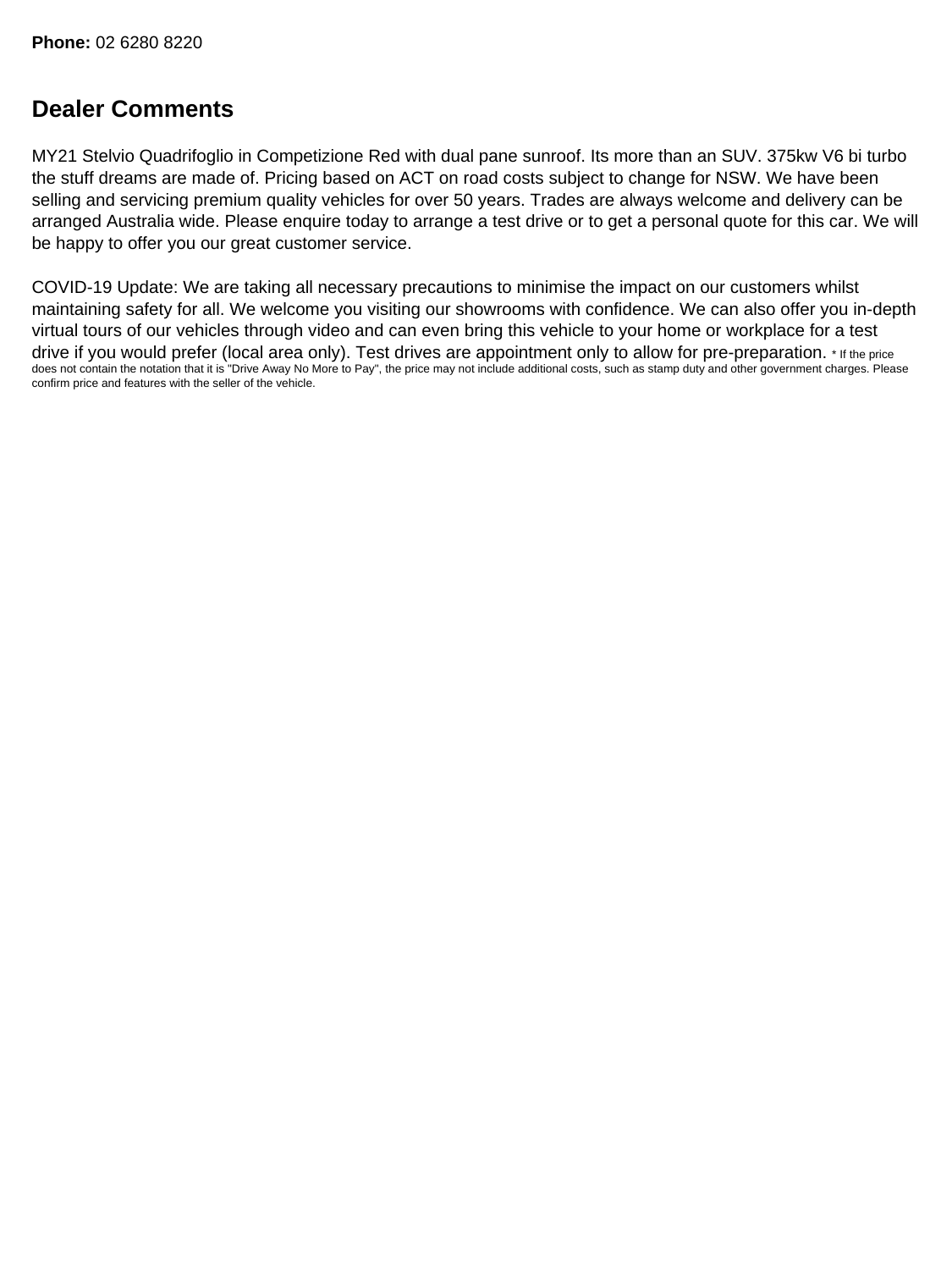**Phone:** 02 6280 8220

## Dealer Comments

MY21 Stelvio Quadrifoglio in Competizione Red with dual pane sunroof. Its more than an SUV. 375kw V6 bi turbo the stuff dreams are made of. Pricing based on ACT on road costs subject to change for NSW. We have been selling and servicing premium quality vehicles for over 50 years. Trades are always welcome and delivery can be arranged Australia wide. Please enquire today to arrange a test drive or to get a personal quote for this car. We will be happy to offer you our great customer service.

COVID-19 Update: We are taking all necessary precautions to minimise the impact on our customers whilst maintaining safety for all. We welcome you visiting our showrooms with confidence. We can also offer you in-depth virtual tours of our vehicles through video and can even bring this vehicle to your home or workplace for a test drive if you would prefer (local area only). Test drives are appointment only to allow for pre-preparation. * If the price does not contain the notation that it is "Drive Away No More to Pay", the price may not include additional costs, such as stamp duty and other government charges. Please confirm price and features with the seller of the vehicle.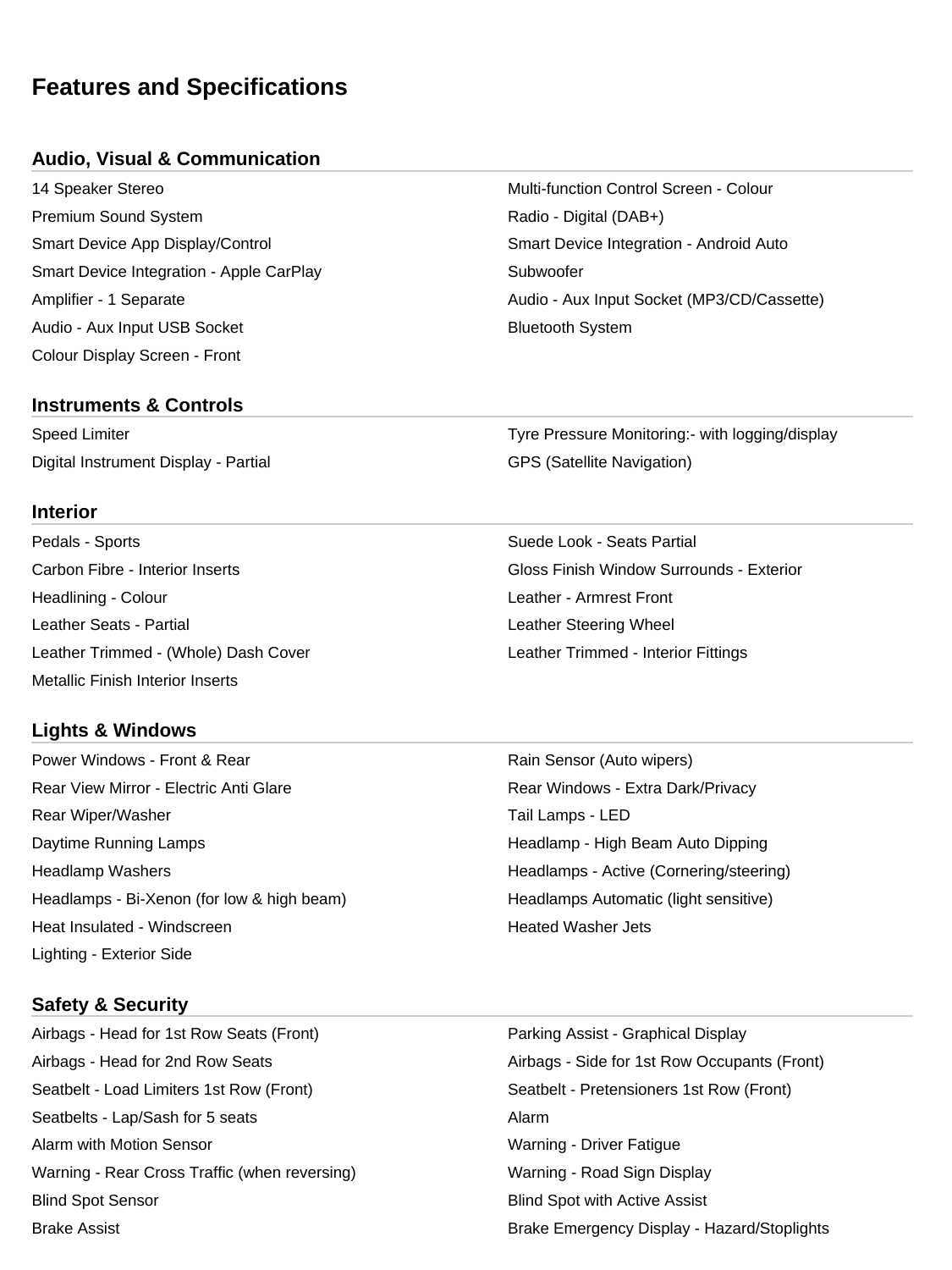# Features and Specifications

## Audio, Visual & Communication

- 14 Speaker Stereo
- Multi-function Control Screen - Colour
- Premium Sound System
- Radio - Digital (DAB+)
- Smart Device App Display/Control
- Smart Device Integration - Android Auto
- Smart Device Integration - Apple CarPlay
- Subwoofer
- Amplifier - 1 Separate
- Audio - Aux Input Socket (MP3/CD/Cassette)
- Audio - Aux Input USB Socket
- Bluetooth System
- Colour Display Screen - Front

## Instruments & Controls

- Speed Limiter
- Tyre Pressure Monitoring:- with logging/display
- Digital Instrument Display - Partial
- GPS (Satellite Navigation)

## Interior

- Pedals - Sports
- Suede Look - Seats Partial
- Carbon Fibre - Interior Inserts
- Gloss Finish Window Surrounds - Exterior
- Headlining - Colour
- Leather - Armrest Front
- Leather Seats - Partial
- Leather Steering Wheel
- Leather Trimmed - (Whole) Dash Cover
- Leather Trimmed - Interior Fittings
- Metallic Finish Interior Inserts

## Lights & Windows

- Power Windows - Front & Rear
- Rain Sensor (Auto wipers)
- Rear View Mirror - Electric Anti Glare
- Rear Windows - Extra Dark/Privacy
- Rear Wiper/Washer
- Tail Lamps - LED
- Daytime Running Lamps
- Headlamp - High Beam Auto Dipping
- Headlamp Washers
- Headlamps - Active (Cornering/steering)
- Headlamps - Bi-Xenon (for low & high beam)
- Headlamps Automatic (light sensitive)
- Heat Insulated - Windscreen
- Heated Washer Jets
- Lighting - Exterior Side

## Safety & Security

- Airbags - Head for 1st Row Seats (Front)
- Parking Assist - Graphical Display
- Airbags - Head for 2nd Row Seats
- Airbags - Side for 1st Row Occupants (Front)
- Seatbelt - Load Limiters 1st Row (Front)
- Seatbelt - Pretensioners 1st Row (Front)
- Seatbelts - Lap/Sash for 5 seats
- Alarm
- Alarm with Motion Sensor
- Warning - Driver Fatigue
- Warning - Rear Cross Traffic (when reversing)
- Warning - Road Sign Display
- Blind Spot Sensor
- Blind Spot with Active Assist
- Brake Assist
- Brake Emergency Display - Hazard/Stoplights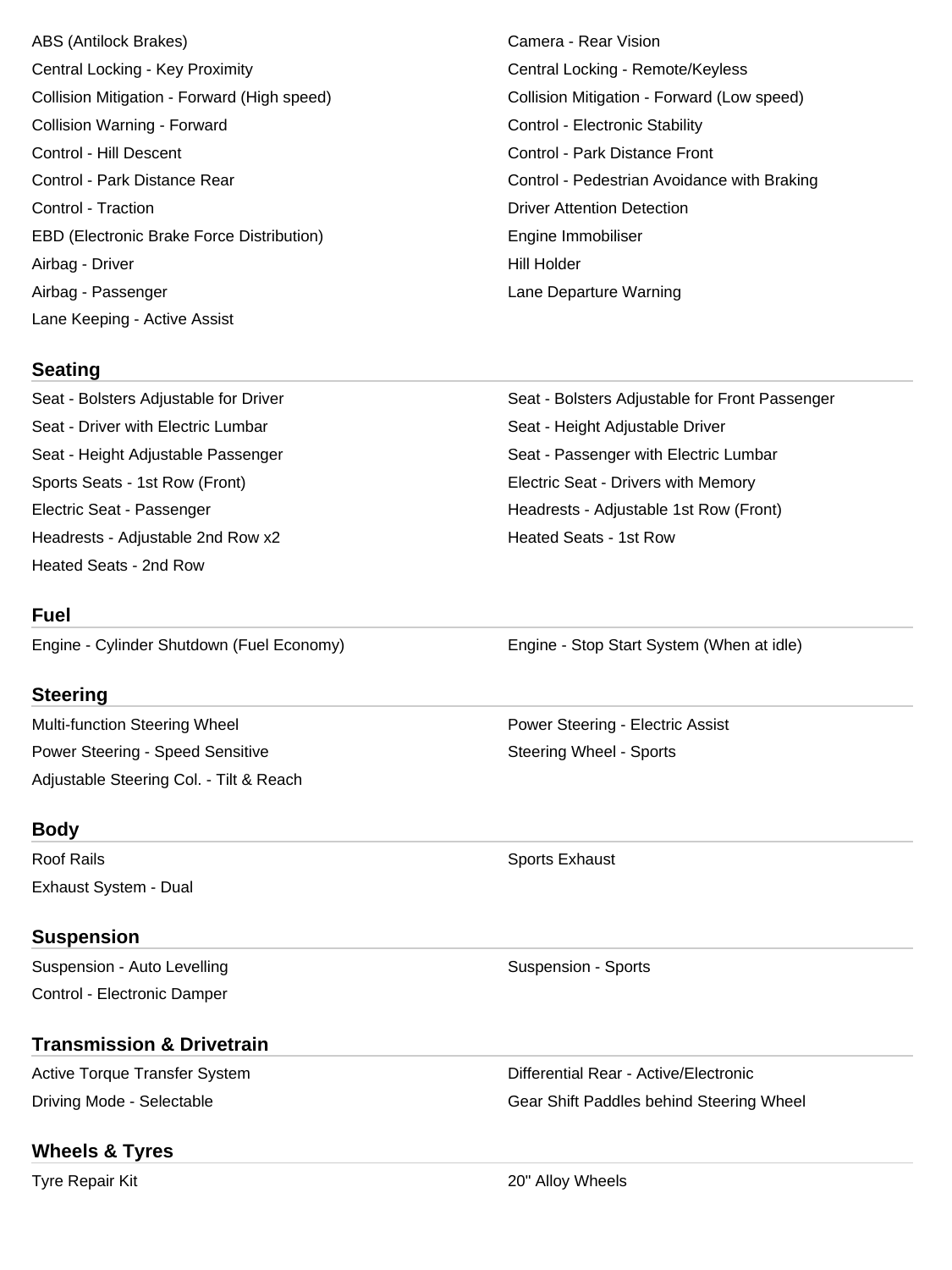ABS (Antilock Brakes)
Camera - Rear Vision
Central Locking - Key Proximity
Central Locking - Remote/Keyless
Collision Mitigation - Forward (High speed)
Collision Mitigation - Forward (Low speed)
Collision Warning - Forward
Control - Electronic Stability
Control - Hill Descent
Control - Park Distance Front
Control - Park Distance Rear
Control - Pedestrian Avoidance with Braking
Control - Traction
Driver Attention Detection
EBD (Electronic Brake Force Distribution)
Engine Immobiliser
Airbag - Driver
Hill Holder
Airbag - Passenger
Lane Departure Warning
Lane Keeping - Active Assist

## Seating

Seat - Bolsters Adjustable for Driver
Seat - Bolsters Adjustable for Front Passenger
Seat - Driver with Electric Lumbar
Seat - Height Adjustable Driver
Seat - Height Adjustable Passenger
Seat - Passenger with Electric Lumbar
Sports Seats - 1st Row (Front)
Electric Seat - Drivers with Memory
Electric Seat - Passenger
Headrests - Adjustable 1st Row (Front)
Headrests - Adjustable 2nd Row x2
Heated Seats - 1st Row
Heated Seats - 2nd Row

## Fuel

Engine - Cylinder Shutdown (Fuel Economy)
Engine - Stop Start System (When at idle)

## Steering

Multi-function Steering Wheel
Power Steering - Electric Assist
Power Steering - Speed Sensitive
Steering Wheel - Sports
Adjustable Steering Col. - Tilt & Reach

## Body

Roof Rails
Sports Exhaust
Exhaust System - Dual

## Suspension

Suspension - Auto Levelling
Suspension - Sports
Control - Electronic Damper

## Transmission & Drivetrain

Active Torque Transfer System
Differential Rear - Active/Electronic
Driving Mode - Selectable
Gear Shift Paddles behind Steering Wheel

## Wheels & Tyres

Tyre Repair Kit
20" Alloy Wheels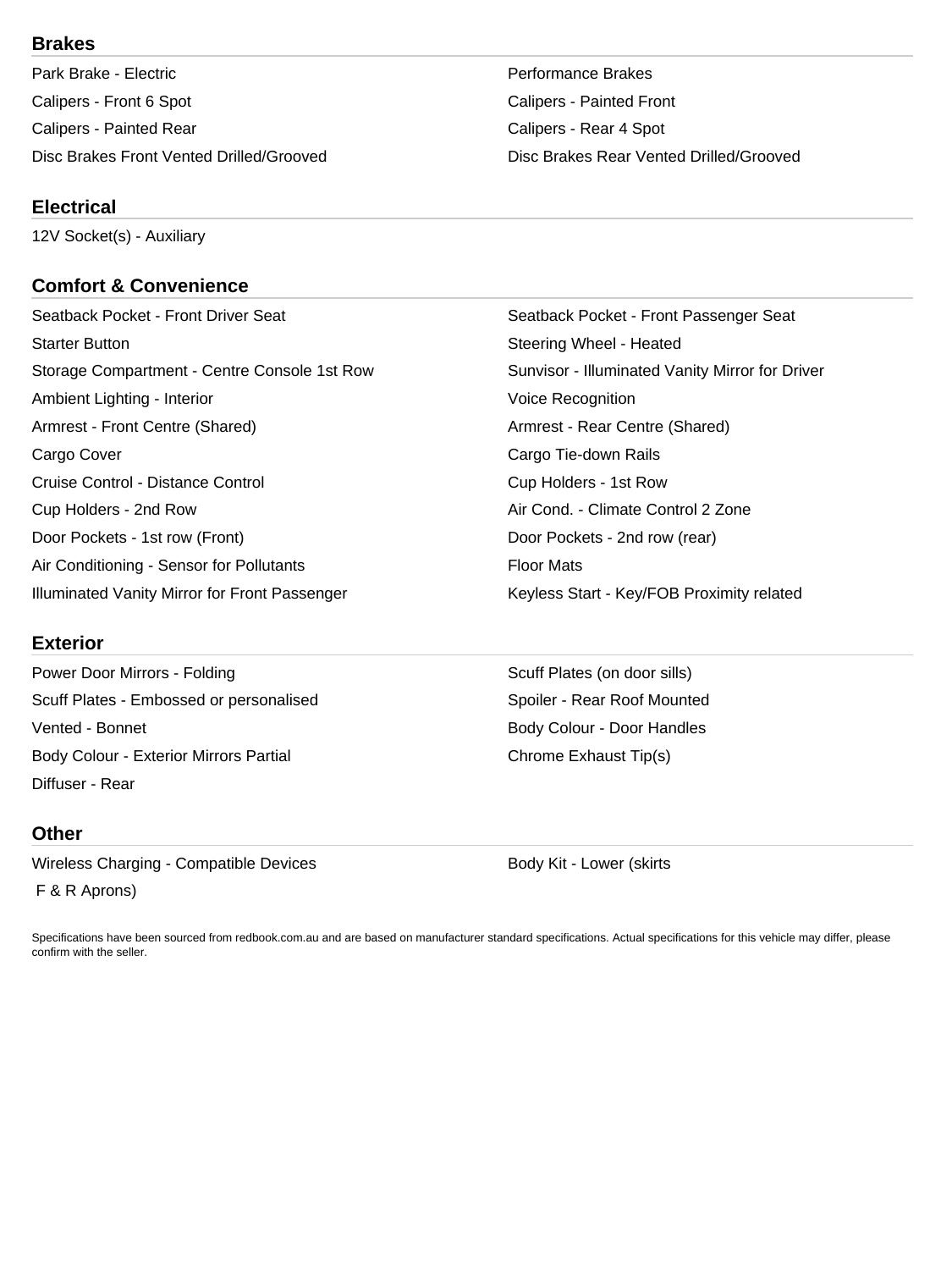## Brakes

- Park Brake - Electric
- Performance Brakes
- Calipers - Front 6 Spot
- Calipers - Painted Front
- Calipers - Painted Rear
- Calipers - Rear 4 Spot
- Disc Brakes Front Vented Drilled/Grooved
- Disc Brakes Rear Vented Drilled/Grooved

## Electrical

- 12V Socket(s) - Auxiliary

## Comfort & Convenience

- Seatback Pocket - Front Driver Seat
- Seatback Pocket - Front Passenger Seat
- Starter Button
- Steering Wheel - Heated
- Storage Compartment - Centre Console 1st Row
- Sunvisor - Illuminated Vanity Mirror for Driver
- Ambient Lighting - Interior
- Voice Recognition
- Armrest - Front Centre (Shared)
- Armrest - Rear Centre (Shared)
- Cargo Cover
- Cargo Tie-down Rails
- Cruise Control - Distance Control
- Cup Holders - 1st Row
- Cup Holders - 2nd Row
- Air Cond. - Climate Control 2 Zone
- Door Pockets - 1st row (Front)
- Door Pockets - 2nd row (rear)
- Air Conditioning - Sensor for Pollutants
- Floor Mats
- Illuminated Vanity Mirror for Front Passenger
- Keyless Start - Key/FOB Proximity related

## Exterior

- Power Door Mirrors - Folding
- Scuff Plates (on door sills)
- Scuff Plates - Embossed or personalised
- Spoiler - Rear Roof Mounted
- Vented - Bonnet
- Body Colour - Door Handles
- Body Colour - Exterior Mirrors Partial
- Chrome Exhaust Tip(s)
- Diffuser - Rear

## Other

- Wireless Charging - Compatible Devices
- Body Kit - Lower (skirts
- F & R Aprons)

Specifications have been sourced from redbook.com.au and are based on manufacturer standard specifications. Actual specifications for this vehicle may differ, please confirm with the seller.